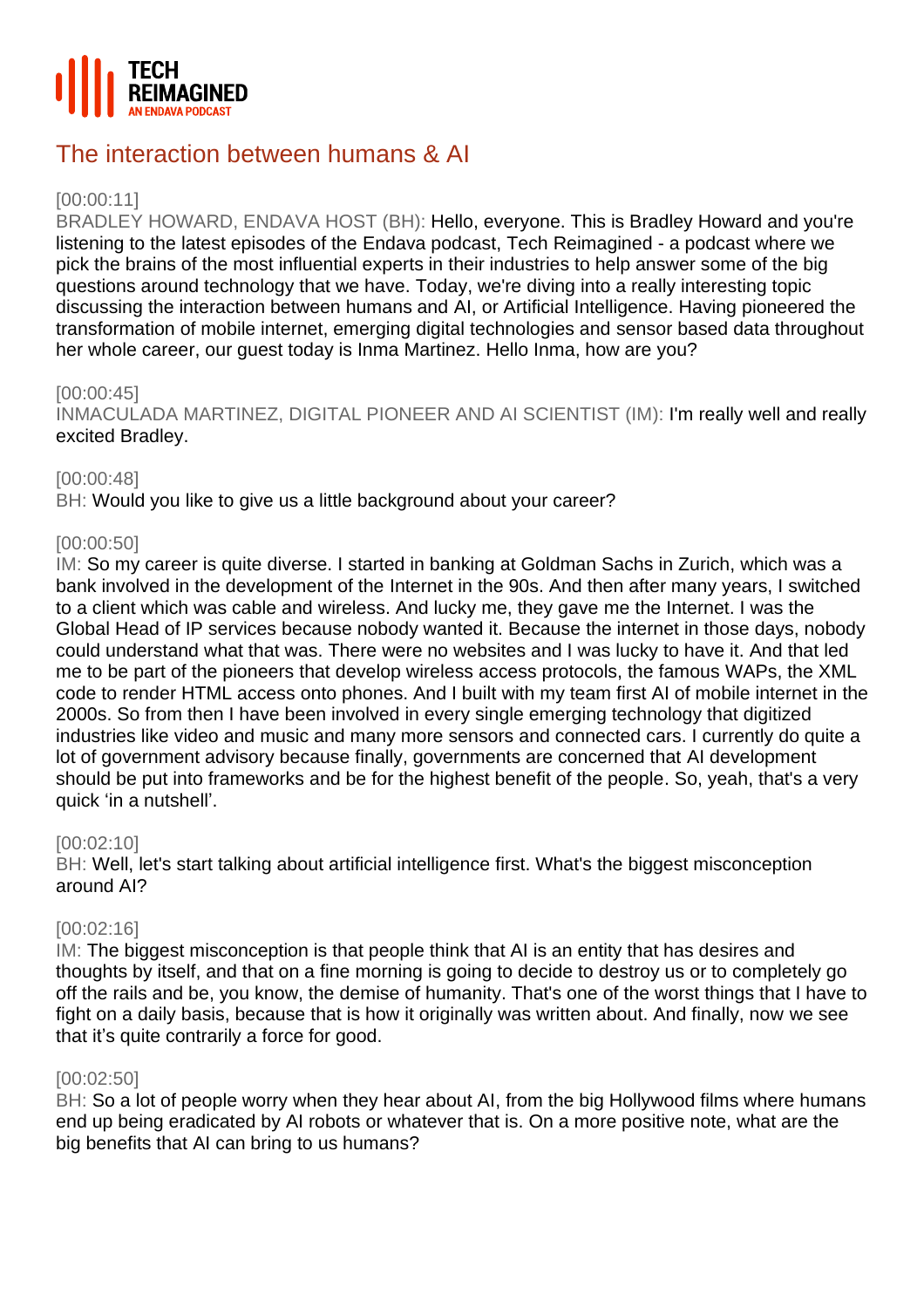TECH
REIMAGINED
AN ENDAVA PODCAST

# The interaction between humans & AI

[00:00:11]
BRADLEY HOWARD, ENDAVA HOST (BH): Hello, everyone. This is Bradley Howard and you're listening to the latest episodes of the Endava podcast, Tech Reimagined - a podcast where we pick the brains of the most influential experts in their industries to help answer some of the big questions around technology that we have. Today, we're diving into a really interesting topic discussing the interaction between humans and AI, or Artificial Intelligence. Having pioneered the transformation of mobile internet, emerging digital technologies and sensor based data throughout her whole career, our guest today is Inma Martinez. Hello Inma, how are you?

[00:00:45]
INMACULADA MARTINEZ, DIGITAL PIONEER AND AI SCIENTIST (IM): I'm really well and really excited Bradley.

[00:00:48]
BH: Would you like to give us a little background about your career?

[00:00:50]
IM: So my career is quite diverse. I started in banking at Goldman Sachs in Zurich, which was a bank involved in the development of the Internet in the 90s. And then after many years, I switched to a client which was cable and wireless. And lucky me, they gave me the Internet. I was the Global Head of IP services because nobody wanted it. Because the internet in those days, nobody could understand what that was. There were no websites and I was lucky to have it. And that led me to be part of the pioneers that develop wireless access protocols, the famous WAPs, the XML code to render HTML access onto phones. And I built with my team first AI of mobile internet in the 2000s. So from then I have been involved in every single emerging technology that digitized industries like video and music and many more sensors and connected cars. I currently do quite a lot of government advisory because finally, governments are concerned that AI development should be put into frameworks and be for the highest benefit of the people. So, yeah, that's a very quick 'in a nutshell'.

[00:02:10]
BH: Well, let's start talking about artificial intelligence first. What's the biggest misconception around AI?

[00:02:16]
IM: The biggest misconception is that people think that AI is an entity that has desires and thoughts by itself, and that on a fine morning is going to decide to destroy us or to completely go off the rails and be, you know, the demise of humanity. That's one of the worst things that I have to fight on a daily basis, because that is how it originally was written about. And finally, now we see that it's quite contrarily a force for good.

[00:02:50]
BH: So a lot of people worry when they hear about AI, from the big Hollywood films where humans end up being eradicated by AI robots or whatever that is. On a more positive note, what are the big benefits that AI can bring to us humans?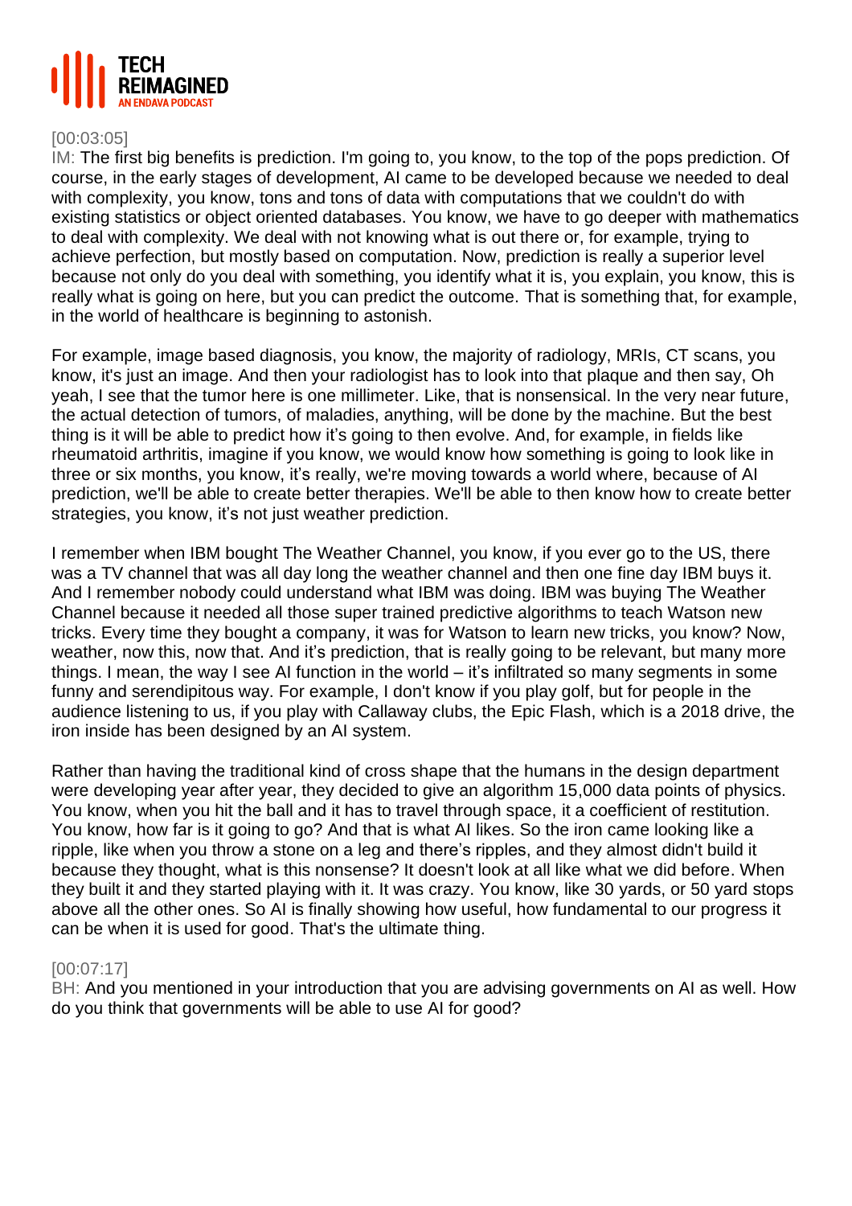[00:03:05]

IM: The first big benefits is prediction. I'm going to, you know, to the top of the pops prediction. Of course, in the early stages of development, AI came to be developed because we needed to deal with complexity, you know, tons and tons of data with computations that we couldn't do with existing statistics or object oriented databases. You know, we have to go deeper with mathematics to deal with complexity. We deal with not knowing what is out there or, for example, trying to achieve perfection, but mostly based on computation. Now, prediction is really a superior level because not only do you deal with something, you identify what it is, you explain, you know, this is really what is going on here, but you can predict the outcome. That is something that, for example, in the world of healthcare is beginning to astonish.

For example, image based diagnosis, you know, the majority of radiology, MRIs, CT scans, you know, it's just an image. And then your radiologist has to look into that plaque and then say, Oh yeah, I see that the tumor here is one millimeter. Like, that is nonsensical. In the very near future, the actual detection of tumors, of maladies, anything, will be done by the machine. But the best thing is it will be able to predict how it's going to then evolve. And, for example, in fields like rheumatoid arthritis, imagine if you know, we would know how something is going to look like in three or six months, you know, it's really, we're moving towards a world where, because of AI prediction, we'll be able to create better therapies. We'll be able to then know how to create better strategies, you know, it's not just weather prediction.

I remember when IBM bought The Weather Channel, you know, if you ever go to the US, there was a TV channel that was all day long the weather channel and then one fine day IBM buys it. And I remember nobody could understand what IBM was doing. IBM was buying The Weather Channel because it needed all those super trained predictive algorithms to teach Watson new tricks. Every time they bought a company, it was for Watson to learn new tricks, you know? Now, weather, now this, now that. And it's prediction, that is really going to be relevant, but many more things. I mean, the way I see AI function in the world – it's infiltrated so many segments in some funny and serendipitous way. For example, I don't know if you play golf, but for people in the audience listening to us, if you play with Callaway clubs, the Epic Flash, which is a 2018 drive, the iron inside has been designed by an AI system.

Rather than having the traditional kind of cross shape that the humans in the design department were developing year after year, they decided to give an algorithm 15,000 data points of physics. You know, when you hit the ball and it has to travel through space, it a coefficient of restitution. You know, how far is it going to go? And that is what AI likes. So the iron came looking like a ripple, like when you throw a stone on a leg and there's ripples, and they almost didn't build it because they thought, what is this nonsense? It doesn't look at all like what we did before. When they built it and they started playing with it. It was crazy. You know, like 30 yards, or 50 yard stops above all the other ones. So AI is finally showing how useful, how fundamental to our progress it can be when it is used for good. That's the ultimate thing.

[00:07:17]

BH: And you mentioned in your introduction that you are advising governments on AI as well. How do you think that governments will be able to use AI for good?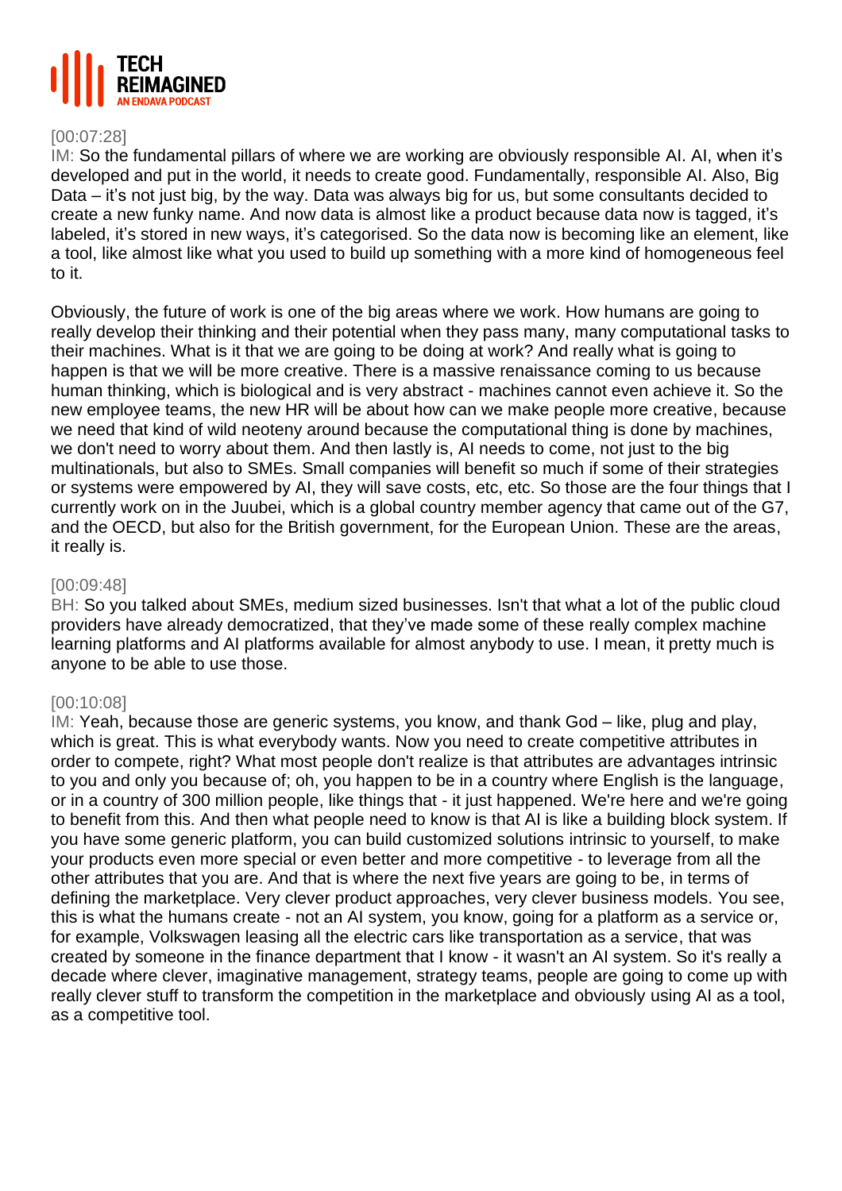[00:07:28]
IM: So the fundamental pillars of where we are working are obviously responsible AI. AI, when it's developed and put in the world, it needs to create good. Fundamentally, responsible AI. Also, Big Data – it's not just big, by the way. Data was always big for us, but some consultants decided to create a new funky name. And now data is almost like a product because data now is tagged, it's labeled, it's stored in new ways, it's categorised. So the data now is becoming like an element, like a tool, like almost like what you used to build up something with a more kind of homogeneous feel to it.

Obviously, the future of work is one of the big areas where we work. How humans are going to really develop their thinking and their potential when they pass many, many computational tasks to their machines. What is it that we are going to be doing at work? And really what is going to happen is that we will be more creative. There is a massive renaissance coming to us because human thinking, which is biological and is very abstract - machines cannot even achieve it. So the new employee teams, the new HR will be about how can we make people more creative, because we need that kind of wild neoteny around because the computational thing is done by machines, we don't need to worry about them. And then lastly is, AI needs to come, not just to the big multinationals, but also to SMEs. Small companies will benefit so much if some of their strategies or systems were empowered by AI, they will save costs, etc, etc. So those are the four things that I currently work on in the Juubei, which is a global country member agency that came out of the G7, and the OECD, but also for the British government, for the European Union. These are the areas, it really is.

[00:09:48]
BH: So you talked about SMEs, medium sized businesses. Isn't that what a lot of the public cloud providers have already democratized, that they've made some of these really complex machine learning platforms and AI platforms available for almost anybody to use. I mean, it pretty much is anyone to be able to use those.

[00:10:08]
IM: Yeah, because those are generic systems, you know, and thank God – like, plug and play, which is great. This is what everybody wants. Now you need to create competitive attributes in order to compete, right? What most people don't realize is that attributes are advantages intrinsic to you and only you because of; oh, you happen to be in a country where English is the language, or in a country of 300 million people, like things that - it just happened. We're here and we're going to benefit from this. And then what people need to know is that AI is like a building block system. If you have some generic platform, you can build customized solutions intrinsic to yourself, to make your products even more special or even better and more competitive - to leverage from all the other attributes that you are. And that is where the next five years are going to be, in terms of defining the marketplace. Very clever product approaches, very clever business models. You see, this is what the humans create - not an AI system, you know, going for a platform as a service or, for example, Volkswagen leasing all the electric cars like transportation as a service, that was created by someone in the finance department that I know - it wasn't an AI system. So it's really a decade where clever, imaginative management, strategy teams, people are going to come up with really clever stuff to transform the competition in the marketplace and obviously using AI as a tool, as a competitive tool.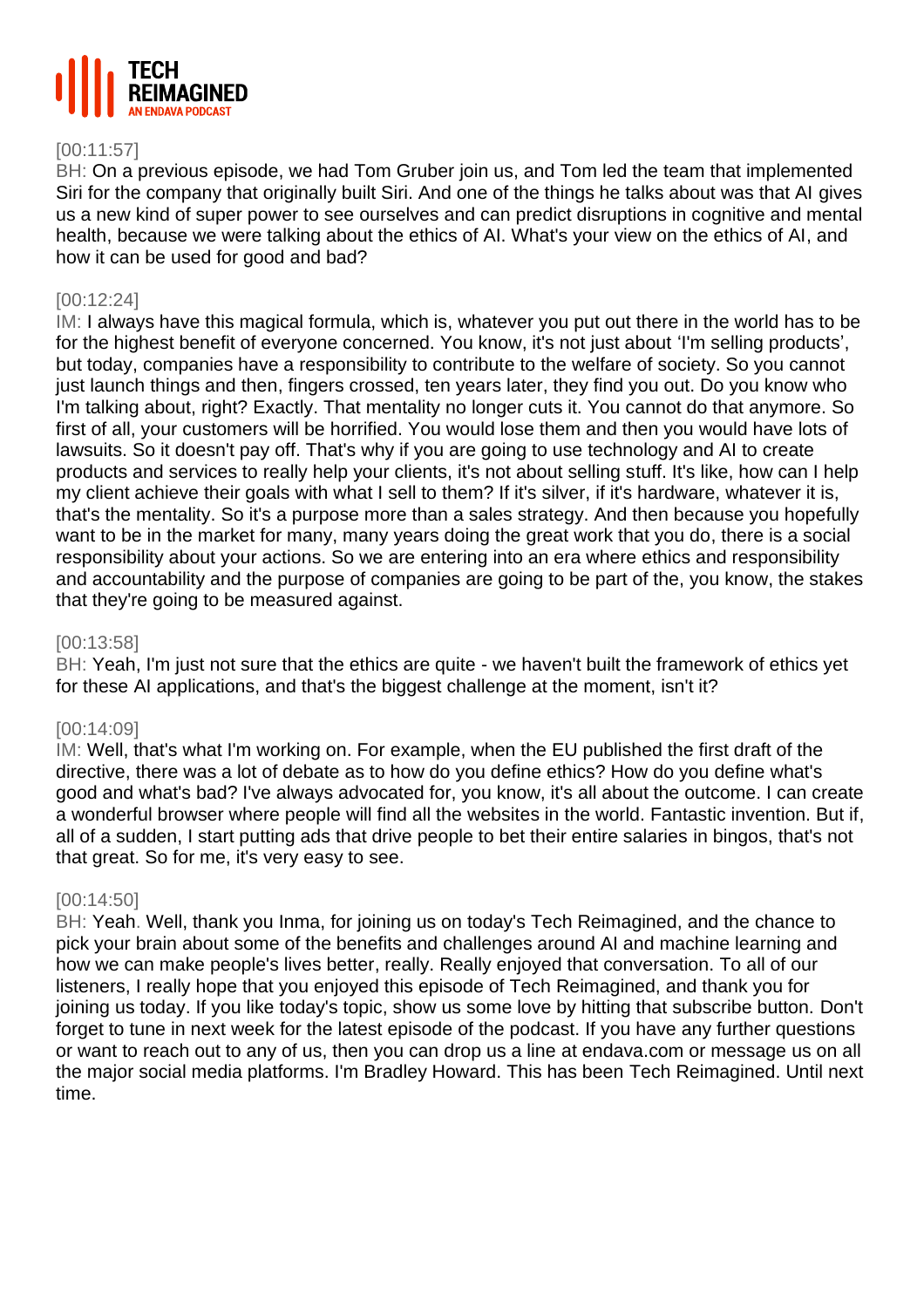[00:11:57]
BH: On a previous episode, we had Tom Gruber join us, and Tom led the team that implemented Siri for the company that originally built Siri. And one of the things he talks about was that AI gives us a new kind of super power to see ourselves and can predict disruptions in cognitive and mental health, because we were talking about the ethics of AI. What's your view on the ethics of AI, and how it can be used for good and bad?

[00:12:24]
IM: I always have this magical formula, which is, whatever you put out there in the world has to be for the highest benefit of everyone concerned. You know, it's not just about 'I'm selling products', but today, companies have a responsibility to contribute to the welfare of society. So you cannot just launch things and then, fingers crossed, ten years later, they find you out. Do you know who I'm talking about, right? Exactly. That mentality no longer cuts it. You cannot do that anymore. So first of all, your customers will be horrified. You would lose them and then you would have lots of lawsuits. So it doesn't pay off. That's why if you are going to use technology and AI to create products and services to really help your clients, it's not about selling stuff. It's like, how can I help my client achieve their goals with what I sell to them? If it's silver, if it's hardware, whatever it is, that's the mentality. So it's a purpose more than a sales strategy. And then because you hopefully want to be in the market for many, many years doing the great work that you do, there is a social responsibility about your actions. So we are entering into an era where ethics and responsibility and accountability and the purpose of companies are going to be part of the, you know, the stakes that they're going to be measured against.

[00:13:58]
BH: Yeah, I'm just not sure that the ethics are quite - we haven't built the framework of ethics yet for these AI applications, and that's the biggest challenge at the moment, isn't it?

[00:14:09]
IM: Well, that's what I'm working on. For example, when the EU published the first draft of the directive, there was a lot of debate as to how do you define ethics? How do you define what's good and what's bad? I've always advocated for, you know, it's all about the outcome. I can create a wonderful browser where people will find all the websites in the world. Fantastic invention. But if, all of a sudden, I start putting ads that drive people to bet their entire salaries in bingos, that's not that great. So for me, it's very easy to see.

[00:14:50]
BH: Yeah. Well, thank you Inma, for joining us on today's Tech Reimagined, and the chance to pick your brain about some of the benefits and challenges around AI and machine learning and how we can make people's lives better, really. Really enjoyed that conversation. To all of our listeners, I really hope that you enjoyed this episode of Tech Reimagined, and thank you for joining us today. If you like today's topic, show us some love by hitting that subscribe button. Don't forget to tune in next week for the latest episode of the podcast. If you have any further questions or want to reach out to any of us, then you can drop us a line at endava.com or message us on all the major social media platforms. I'm Bradley Howard. This has been Tech Reimagined. Until next time.